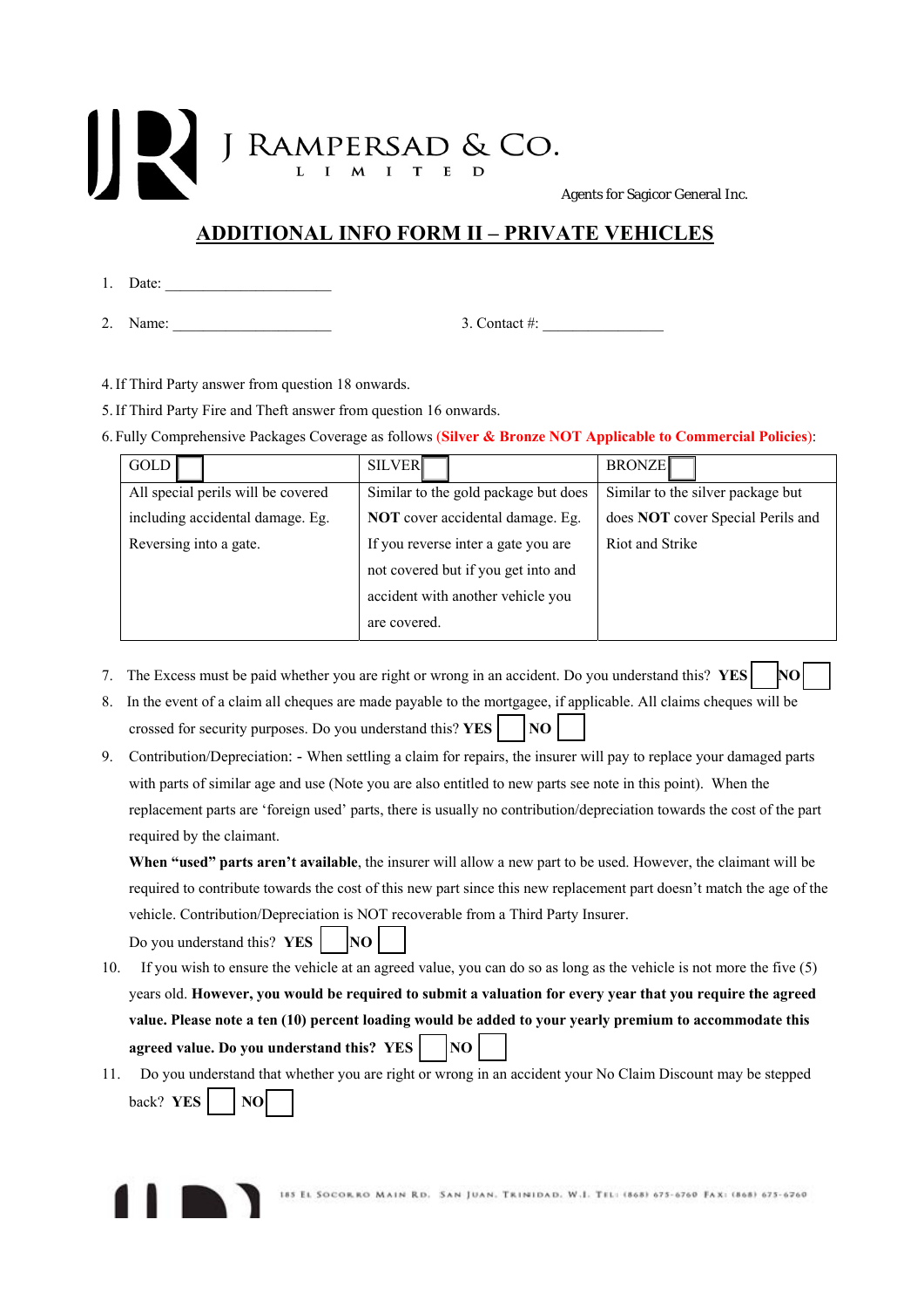J RAMPERSAD & CO.
LIMITED

Agents for Sagicor General Inc.

# ADDITIONAL INFO FORM II – PRIVATE VEHICLES

1. Date: ______________________

2. Name: _____________________ 3. Contact #: ________________

4. If Third Party answer from question 18 onwards.

5. If Third Party Fire and Theft answer from question 16 onwards.

6. Fully Comprehensive Packages Coverage as follows (**Silver & Bronze NOT Applicable to Commercial Policies**):

| GOLD ☐ | SILVER ☐ | BRONZE ☐ |
|---|---|---|
| All special perils will be covered including accidental damage. Eg. Reversing into a gate. | Similar to the gold package but does **NOT** cover accidental damage. Eg. If you reverse inter a gate you are not covered but if you get into and accident with another vehicle you are covered. | Similar to the silver package but does **NOT** cover Special Perils and Riot and Strike |

7. The Excess must be paid whether you are right or wrong in an accident. Do you understand this? **YES** ☐ **NO** ☐

8. In the event of a claim all cheques are made payable to the mortgagee, if applicable. All claims cheques will be crossed for security purposes. Do you understand this? **YES** ☐ **NO** ☐

9. Contribution/Depreciation: - When settling a claim for repairs, the insurer will pay to replace your damaged parts with parts of similar age and use (Note you are also entitled to new parts see note in this point). When the replacement parts are 'foreign used' parts, there is usually no contribution/depreciation towards the cost of the part required by the claimant.

   **When "used" parts aren't available**, the insurer will allow a new part to be used. However, the claimant will be required to contribute towards the cost of this new part since this new replacement part doesn't match the age of the vehicle. Contribution/Depreciation is NOT recoverable from a Third Party Insurer.

   Do you understand this? **YES** ☐ **NO** ☐

10. If you wish to ensure the vehicle at an agreed value, you can do so as long as the vehicle is not more the five (5) years old. **However, you would be required to submit a valuation for every year that you require the agreed value. Please note a ten (10) percent loading would be added to your yearly premium to accommodate this agreed value. Do you understand this? YES** ☐ **NO** ☐

11. Do you understand that whether you are right or wrong in an accident your No Claim Discount may be stepped back? **YES** ☐ **NO** ☐

185 EL SOCORRO MAIN RD. SAN JUAN. TRINIDAD. W.I. TEL: (868) 675-6760 FAX: (868) 675-6760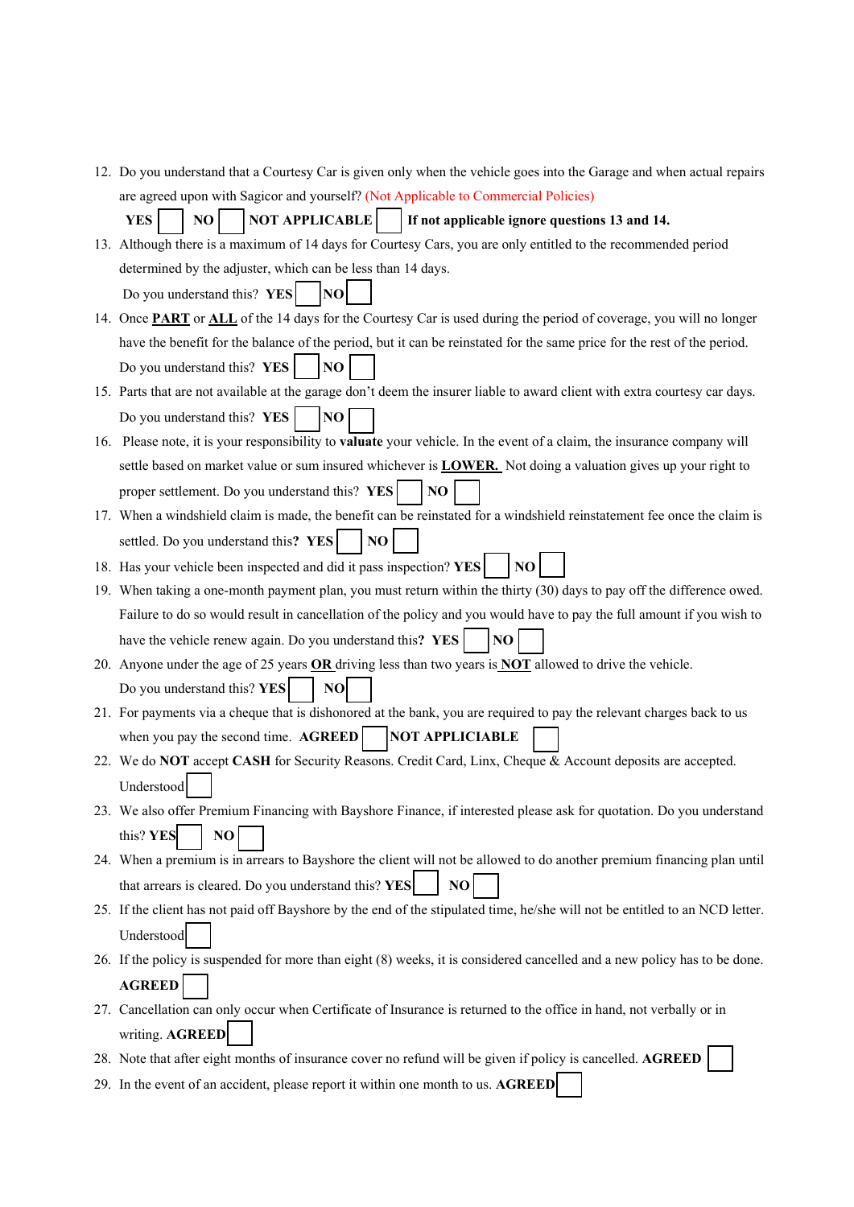12. Do you understand that a Courtesy Car is given only when the vehicle goes into the Garage and when actual repairs are agreed upon with Sagicor and yourself? (Not Applicable to Commercial Policies)

    **YES** ☐ **NO** ☐ **NOT APPLICABLE** ☐ **If not applicable ignore questions 13 and 14.**

13. Although there is a maximum of 14 days for Courtesy Cars, you are only entitled to the recommended period determined by the adjuster, which can be less than 14 days.

    Do you understand this? **YES** ☐ **NO** ☐

14. Once **PART** or **ALL** of the 14 days for the Courtesy Car is used during the period of coverage, you will no longer have the benefit for the balance of the period, but it can be reinstated for the same price for the rest of the period.

    Do you understand this? **YES** ☐ **NO** ☐

15. Parts that are not available at the garage don't deem the insurer liable to award client with extra courtesy car days.

    Do you understand this? **YES** ☐ **NO** ☐

16. Please note, it is your responsibility to **valuate** your vehicle. In the event of a claim, the insurance company will settle based on market value or sum insured whichever is **LOWER.** Not doing a valuation gives up your right to proper settlement. Do you understand this? **YES** ☐ **NO** ☐

17. When a windshield claim is made, the benefit can be reinstated for a windshield reinstatement fee once the claim is settled. Do you understand this**? YES** ☐ **NO** ☐

18. Has your vehicle been inspected and did it pass inspection? **YES** ☐ **NO** ☐

19. When taking a one-month payment plan, you must return within the thirty (30) days to pay off the difference owed. Failure to do so would result in cancellation of the policy and you would have to pay the full amount if you wish to have the vehicle renew again. Do you understand this**? YES** ☐ **NO** ☐

20. Anyone under the age of 25 years **OR** driving less than two years is **NOT** allowed to drive the vehicle.

    Do you understand this? **YES** ☐ **NO** ☐

21. For payments via a cheque that is dishonored at the bank, you are required to pay the relevant charges back to us when you pay the second time. **AGREED** ☐ **NOT APPLICIABLE** ☐

22. We do **NOT** accept **CASH** for Security Reasons. Credit Card, Linx, Cheque & Account deposits are accepted.

    Understood ☐

23. We also offer Premium Financing with Bayshore Finance, if interested please ask for quotation. Do you understand this? **YES** ☐ **NO** ☐

24. When a premium is in arrears to Bayshore the client will not be allowed to do another premium financing plan until that arrears is cleared. Do you understand this? **YES** ☐ **NO** ☐

25. If the client has not paid off Bayshore by the end of the stipulated time, he/she will not be entitled to an NCD letter.

    Understood ☐

26. If the policy is suspended for more than eight (8) weeks, it is considered cancelled and a new policy has to be done.

    **AGREED** ☐

27. Cancellation can only occur when Certificate of Insurance is returned to the office in hand, not verbally or in writing. **AGREED** ☐

28. Note that after eight months of insurance cover no refund will be given if policy is cancelled. **AGREED** ☐

29. In the event of an accident, please report it within one month to us. **AGREED** ☐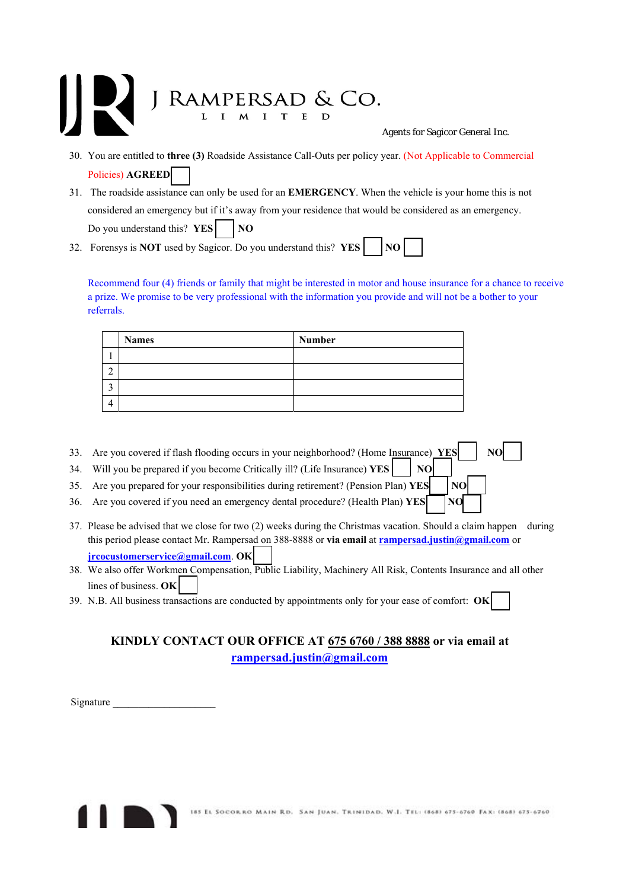J RAMPERSAD & CO.
LIMITED

Agents for Sagicor General Inc.

30. You are entitled to **three (3)** Roadside Assistance Call-Outs per policy year. (Not Applicable to Commercial Policies) **AGREED** ☐

31. The roadside assistance can only be used for an **EMERGENCY**. When the vehicle is your home this is not considered an emergency but if it's away from your residence that would be considered as an emergency. Do you understand this? **YES** ☐ **NO**

32. Forensys is **NOT** used by Sagicor. Do you understand this? **YES** ☐ **NO** ☐

Recommend four (4) friends or family that might be interested in motor and house insurance for a chance to receive a prize. We promise to be very professional with the information you provide and will not be a bother to your referrals.

| | Names | Number |
|---|---|---|
| 1 | | |
| 2 | | |
| 3 | | |
| 4 | | |

33. Are you covered if flash flooding occurs in your neighborhood? (Home Insurance) **YES** ☐ **NO** ☐
34. Will you be prepared if you become Critically ill? (Life Insurance) **YES** ☐ **NO** ☐
35. Are you prepared for your responsibilities during retirement? (Pension Plan) **YES** ☐ **NO** ☐
36. Are you covered if you need an emergency dental procedure? (Health Plan) **YES** ☐ **NO** ☐

37. Please be advised that we close for two (2) weeks during the Christmas vacation. Should a claim happen during this period please contact Mr. Rampersad on 388-8888 or **via email** at **rampersad.justin@gmail.com** or **jrcocustomerservice@gmail.com**. **OK** ☐
38. We also offer Workmen Compensation, Public Liability, Machinery All Risk, Contents Insurance and all other lines of business. **OK** ☐
39. N.B. All business transactions are conducted by appointments only for your ease of comfort: **OK** ☐

**KINDLY CONTACT OUR OFFICE AT 675 6760 / 388 8888 or via email at rampersad.justin@gmail.com**

Signature ____________________

185 EL SOCORRO MAIN RD. SAN JUAN. TRINIDAD. W.I. TEL: (868) 675-6760 FAX: (868) 675-6760